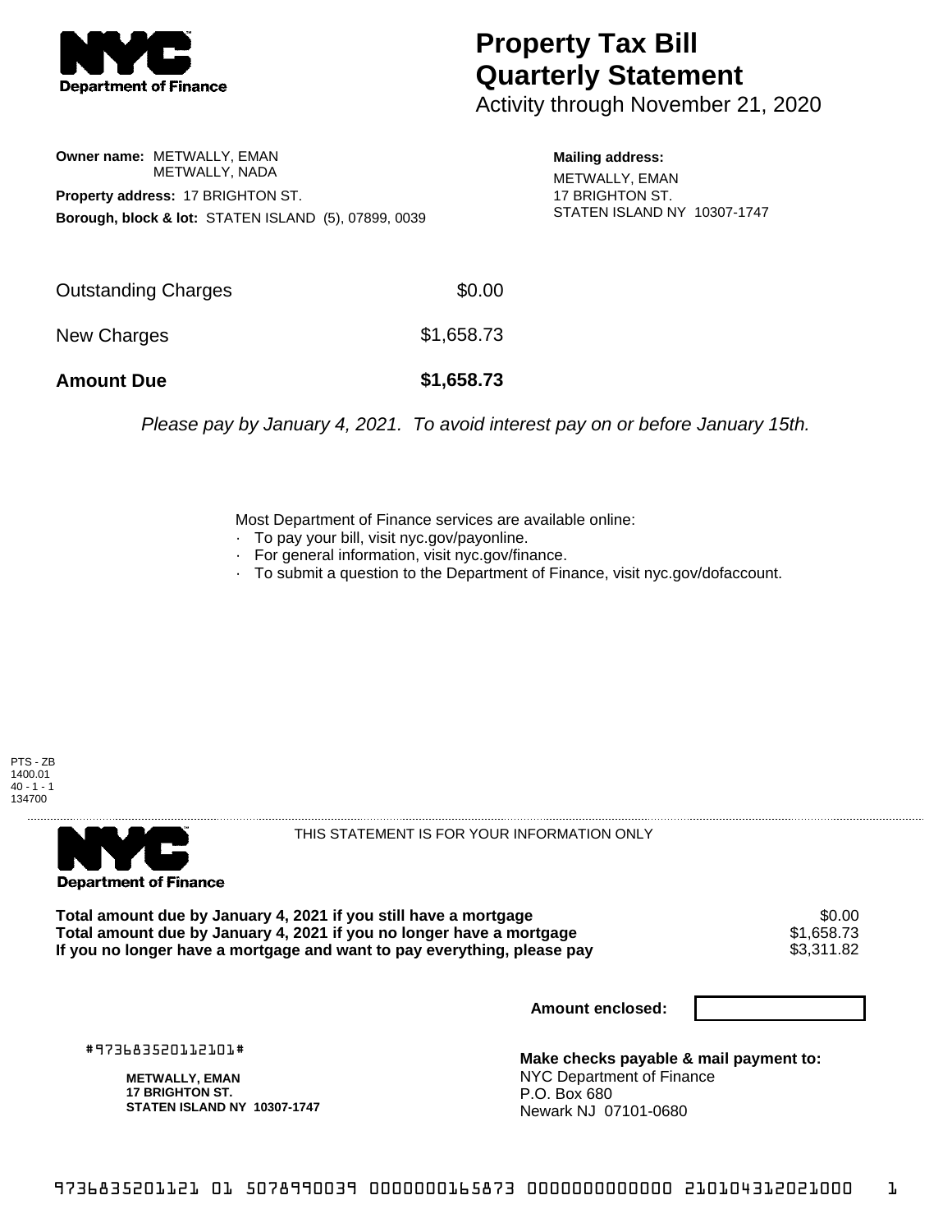# Property Tax Bill Quarterly Statement

Activity through November 21, 2020

**Owner name:** METWALLY, EMAN
METWALLY, NADA

**Property address:** 17 BRIGHTON ST.

**Borough, block & lot:** STATEN ISLAND (5), 07899, 0039

**Mailing address:**
METWALLY, EMAN
17 BRIGHTON ST.
STATEN ISLAND NY 10307-1747

| | |
|---|---|
| Outstanding Charges | $0.00 |
| New Charges | $1,658.73 |
| **Amount Due** | **$1,658.73** |

*Please pay by January 4, 2021. To avoid interest pay on or before January 15th.*

Most Department of Finance services are available online:
- To pay your bill, visit nyc.gov/payonline.
- For general information, visit nyc.gov/finance.
- To submit a question to the Department of Finance, visit nyc.gov/dofaccount.

PTS - ZB
1400.01
40 - 1 - 1
134700

THIS STATEMENT IS FOR YOUR INFORMATION ONLY

| | |
|---|---|
| **Total amount due by January 4, 2021 if you still have a mortgage** | $0.00 |
| **Total amount due by January 4, 2021 if you no longer have a mortgage** | $1,658.73 |
| **If you no longer have a mortgage and want to pay everything, please pay** | $3,311.82 |

**Amount enclosed:**

#973683520112101#

**METWALLY, EMAN**
**17 BRIGHTON ST.**
**STATEN ISLAND NY 10307-1747**

**Make checks payable & mail payment to:**
NYC Department of Finance
P.O. Box 680
Newark NJ 07101-0680

9736835201121 01 5078990039 0000000165873 0000000000000 210104312021000 1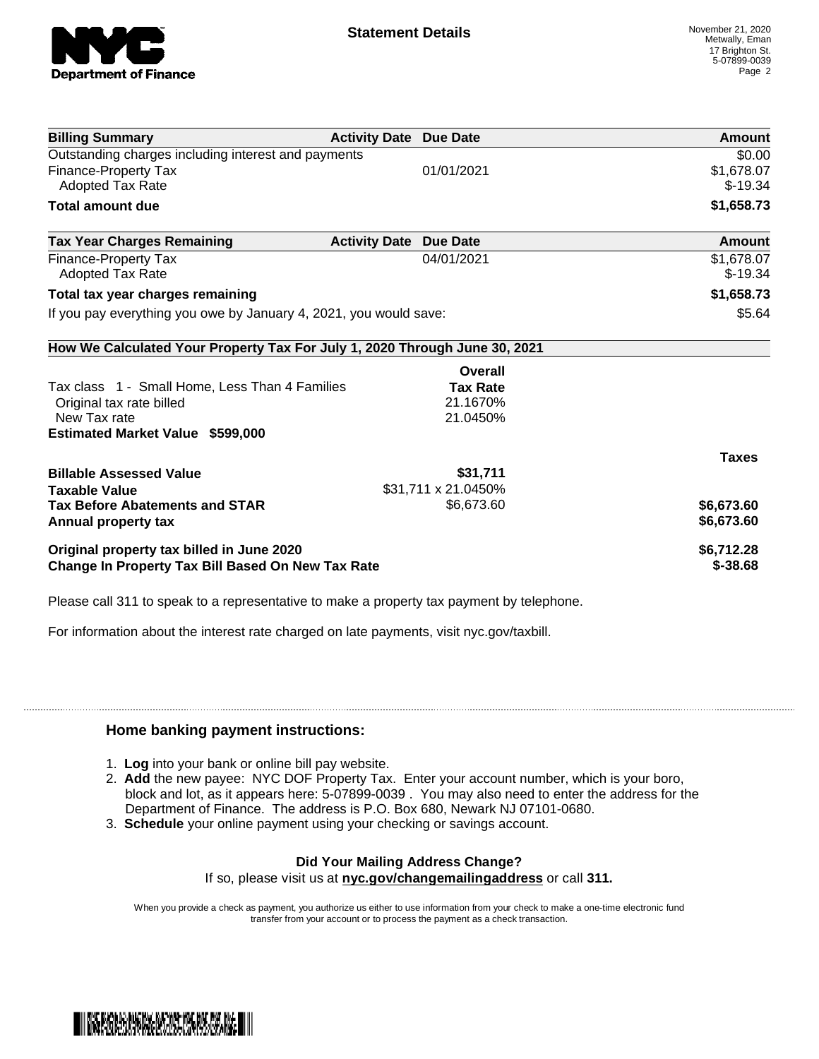# Statement Details

November 21, 2020
Metwally, Eman
17 Brighton St.
5-07899-0039

| Billing Summary | Activity Date | Due Date | Amount |
|---|---|---|---|
| Outstanding charges including interest and payments | | | $0.00 |
| Finance-Property Tax | | 01/01/2021 | $1,678.07 |
| Adopted Tax Rate | | | $-19.34 |
| **Total amount due** | | | **$1,658.73** |

| Tax Year Charges Remaining | Activity Date | Due Date | Amount |
|---|---|---|---|
| Finance-Property Tax | | 04/01/2021 | $1,678.07 |
| Adopted Tax Rate | | | $-19.34 |
| **Total tax year charges remaining** | | | **$1,658.73** |
| If you pay everything you owe by January 4, 2021, you would save: | | | $5.64 |

## How We Calculated Your Property Tax For July 1, 2020 Through June 30, 2021

| | Overall Tax Rate | |
|---|---|---|
| Tax class 1 - Small Home, Less Than 4 Families | | |
| Original tax rate billed | 21.1670% | |
| New Tax rate | 21.0450% | |
| **Estimated Market Value $599,000** | | |
| | | **Taxes** |
| **Billable Assessed Value** | **$31,711** | |
| **Taxable Value** | $31,711 x 21.0450% | |
| **Tax Before Abatements and STAR** | $6,673.60 | **$6,673.60** |
| **Annual property tax** | | **$6,673.60** |
| **Original property tax billed in June 2020** | | **$6,712.28** |
| **Change In Property Tax Bill Based On New Tax Rate** | | **$-38.68** |

Please call 311 to speak to a representative to make a property tax payment by telephone.

For information about the interest rate charged on late payments, visit nyc.gov/taxbill.

## Home banking payment instructions:

1. **Log** into your bank or online bill pay website.
2. **Add** the new payee: NYC DOF Property Tax. Enter your account number, which is your boro, block and lot, as it appears here: 5-07899-0039 . You may also need to enter the address for the Department of Finance. The address is P.O. Box 680, Newark NJ 07101-0680.
3. **Schedule** your online payment using your checking or savings account.

**Did Your Mailing Address Change?**
If so, please visit us at **nyc.gov/changemailingaddress** or call **311.**

When you provide a check as payment, you authorize us either to use information from your check to make a one-time electronic fund transfer from your account or to process the payment as a check transaction.